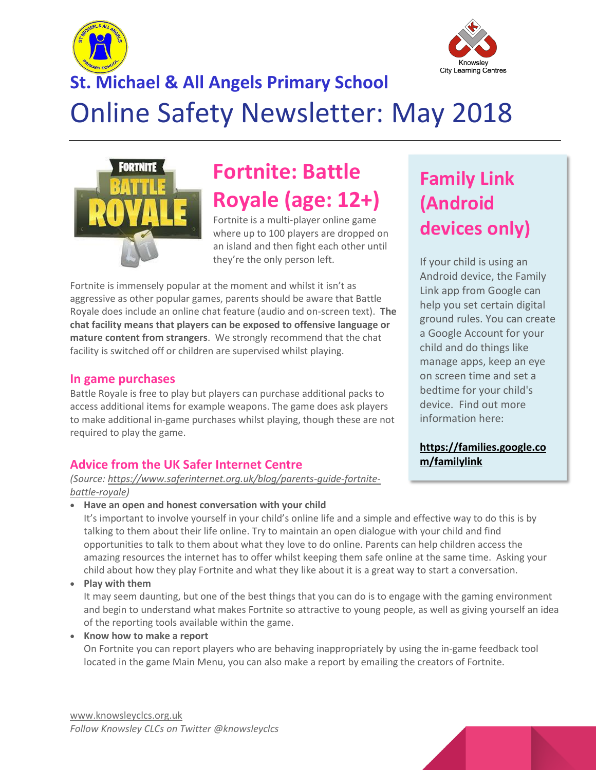## St. Michael & All Angels Primary School

# Online Safety Newsletter: May 2018

## Fortnite: Battle Royale (age: 12+)

Fortnite is a multi-player online game where up to 100 players are dropped on an island and then fight each other until they're the only person left.

Fortnite is immensely popular at the moment and whilst it isn't as aggressive as other popular games, parents should be aware that Battle Royale does include an online chat feature (audio and on-screen text). **The chat facility means that players can be exposed to offensive language or mature content from strangers**. We strongly recommend that the chat facility is switched off or children are supervised whilst playing.

### In game purchases

Battle Royale is free to play but players can purchase additional packs to access additional items for example weapons. The game does ask players to make additional in-game purchases whilst playing, though these are not required to play the game.

### Advice from the UK Safer Internet Centre

*(Source: https://www.saferinternet.org.uk/blog/parents-guide-fortnite-battle-royale)*

- **Have an open and honest conversation with your child**
  It's important to involve yourself in your child's online life and a simple and effective way to do this is by talking to them about their life online. Try to maintain an open dialogue with your child and find opportunities to talk to them about what they love to do online. Parents can help children access the amazing resources the internet has to offer whilst keeping them safe online at the same time. Asking your child about how they play Fortnite and what they like about it is a great way to start a conversation.
- **Play with them**
  It may seem daunting, but one of the best things that you can do is to engage with the gaming environment and begin to understand what makes Fortnite so attractive to young people, as well as giving yourself an idea of the reporting tools available within the game.
- **Know how to make a report**
  On Fortnite you can report players who are behaving inappropriately by using the in-game feedback tool located in the game Main Menu, you can also make a report by emailing the creators of Fortnite.

## Family Link (Android devices only)

If your child is using an Android device, the Family Link app from Google can help you set certain digital ground rules. You can create a Google Account for your child and do things like manage apps, keep an eye on screen time and set a bedtime for your child's device. Find out more information here:

**https://families.google.com/familylink**

www.knowsleyclcs.org.uk

*Follow Knowsley CLCs on Twitter @knowsleyclcs*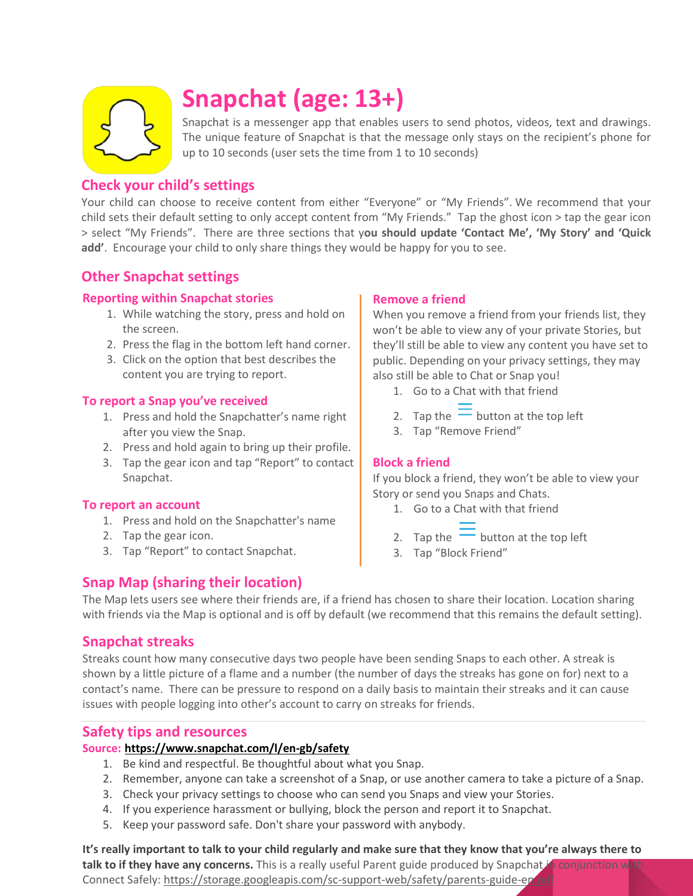# Snapchat (age: 13+)

Snapchat is a messenger app that enables users to send photos, videos, text and drawings. The unique feature of Snapchat is that the message only stays on the recipient's phone for up to 10 seconds (user sets the time from 1 to 10 seconds)

## Check your child's settings

Your child can choose to receive content from either "Everyone" or "My Friends". We recommend that your child sets their default setting to only accept content from "My Friends." Tap the ghost icon > tap the gear icon > select "My Friends". There are three sections that y**ou should update 'Contact Me', 'My Story' and 'Quick add'**. Encourage your child to only share things they would be happy for you to see.

## Other Snapchat settings

### Reporting within Snapchat stories

1. While watching the story, press and hold on the screen.
2. Press the flag in the bottom left hand corner.
3. Click on the option that best describes the content you are trying to report.

### To report a Snap you've received

1. Press and hold the Snapchatter's name right after you view the Snap.
2. Press and hold again to bring up their profile.
3. Tap the gear icon and tap "Report" to contact Snapchat.

### To report an account

1. Press and hold on the Snapchatter's name
2. Tap the gear icon.
3. Tap "Report" to contact Snapchat.

### Remove a friend

When you remove a friend from your friends list, they won't be able to view any of your private Stories, but they'll still be able to view any content you have set to public. Depending on your privacy settings, they may also still be able to Chat or Snap you!

1. Go to a Chat with that friend
2. Tap the ☰ button at the top left
3. Tap "Remove Friend"

### Block a friend

If you block a friend, they won't be able to view your Story or send you Snaps and Chats.

1. Go to a Chat with that friend
2. Tap the ☰ button at the top left
3. Tap "Block Friend"

## Snap Map (sharing their location)

The Map lets users see where their friends are, if a friend has chosen to share their location. Location sharing with friends via the Map is optional and is off by default (we recommend that this remains the default setting).

## Snapchat streaks

Streaks count how many consecutive days two people have been sending Snaps to each other. A streak is shown by a little picture of a flame and a number (the number of days the streaks has gone on for) next to a contact's name. There can be pressure to respond on a daily basis to maintain their streaks and it can cause issues with people logging into other's account to carry on streaks for friends.

## Safety tips and resources

**Source: https://www.snapchat.com/l/en-gb/safety**

1. Be kind and respectful. Be thoughtful about what you Snap.
2. Remember, anyone can take a screenshot of a Snap, or use another camera to take a picture of a Snap.
3. Check your privacy settings to choose who can send you Snaps and view your Stories.
4. If you experience harassment or bullying, block the person and report it to Snapchat.
5. Keep your password safe. Don't share your password with anybody.

**It's really important to talk to your child regularly and make sure that they know that you're always there to talk to if they have any concerns.** This is a really useful Parent guide produced by Snapchat in conjunction with Connect Safely: https://storage.googleapis.com/sc-support-web/safety/parents-guide-en.pdf